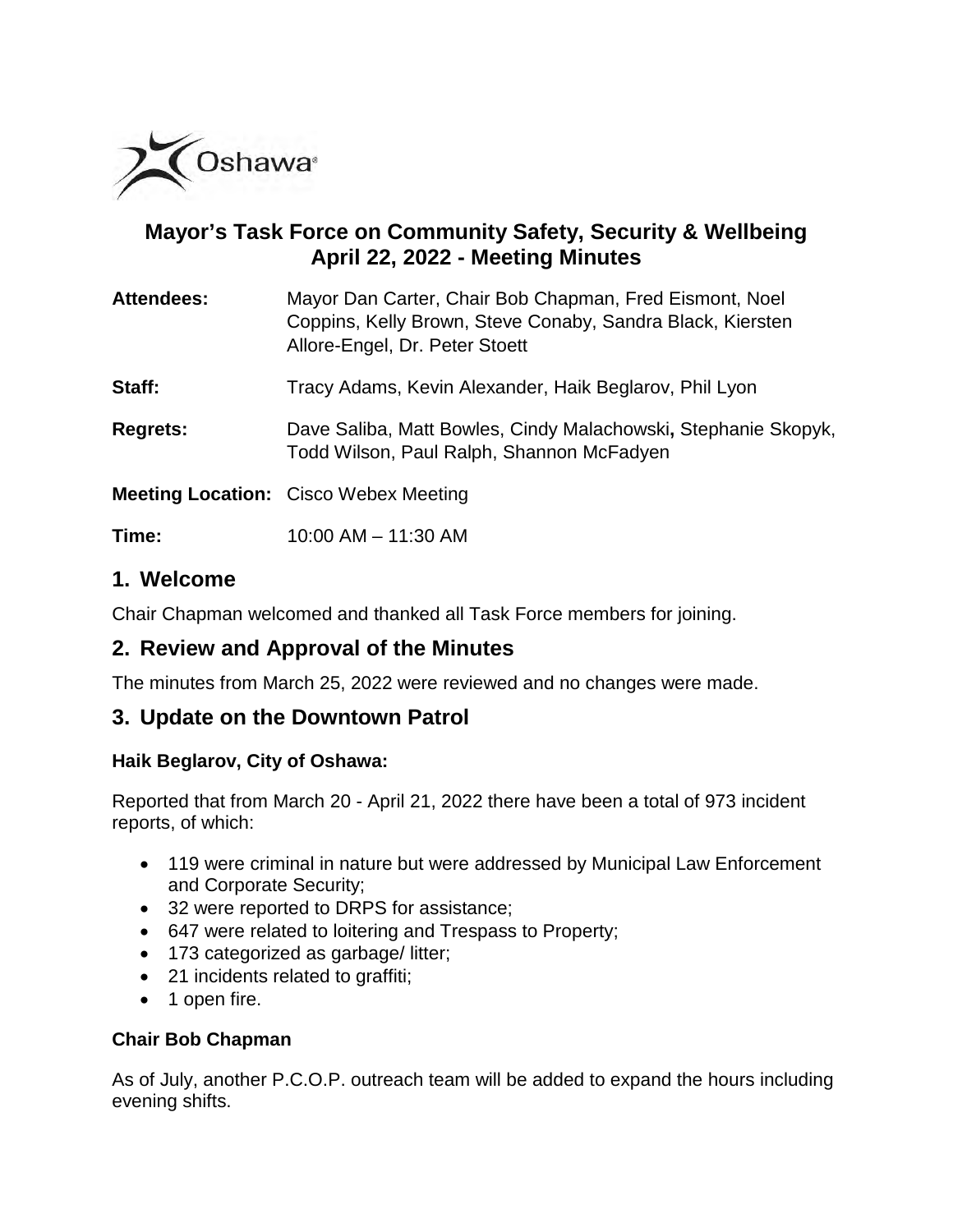Oshawa

# Mayor's Task Force on Community Safety, Security & Wellbeing
# April 22, 2022 - Meeting Minutes

**Attendees:** Mayor Dan Carter, Chair Bob Chapman, Fred Eismont, Noel Coppins, Kelly Brown, Steve Conaby, Sandra Black, Kiersten Allore-Engel, Dr. Peter Stoett

**Staff:** Tracy Adams, Kevin Alexander, Haik Beglarov, Phil Lyon

**Regrets:** Dave Saliba, Matt Bowles, Cindy Malachowski**,** Stephanie Skopyk, Todd Wilson, Paul Ralph, Shannon McFadyen

**Meeting Location:** Cisco Webex Meeting

**Time:** 10:00 AM – 11:30 AM

## 1. Welcome

Chair Chapman welcomed and thanked all Task Force members for joining.

## 2. Review and Approval of the Minutes

The minutes from March 25, 2022 were reviewed and no changes were made.

## 3. Update on the Downtown Patrol

**Haik Beglarov, City of Oshawa:**

Reported that from March 20 - April 21, 2022 there have been a total of 973 incident reports, of which:

- 119 were criminal in nature but were addressed by Municipal Law Enforcement and Corporate Security;
- 32 were reported to DRPS for assistance;
- 647 were related to loitering and Trespass to Property;
- 173 categorized as garbage/ litter;
- 21 incidents related to graffiti;
- 1 open fire.

**Chair Bob Chapman**

As of July, another P.C.O.P. outreach team will be added to expand the hours including evening shifts.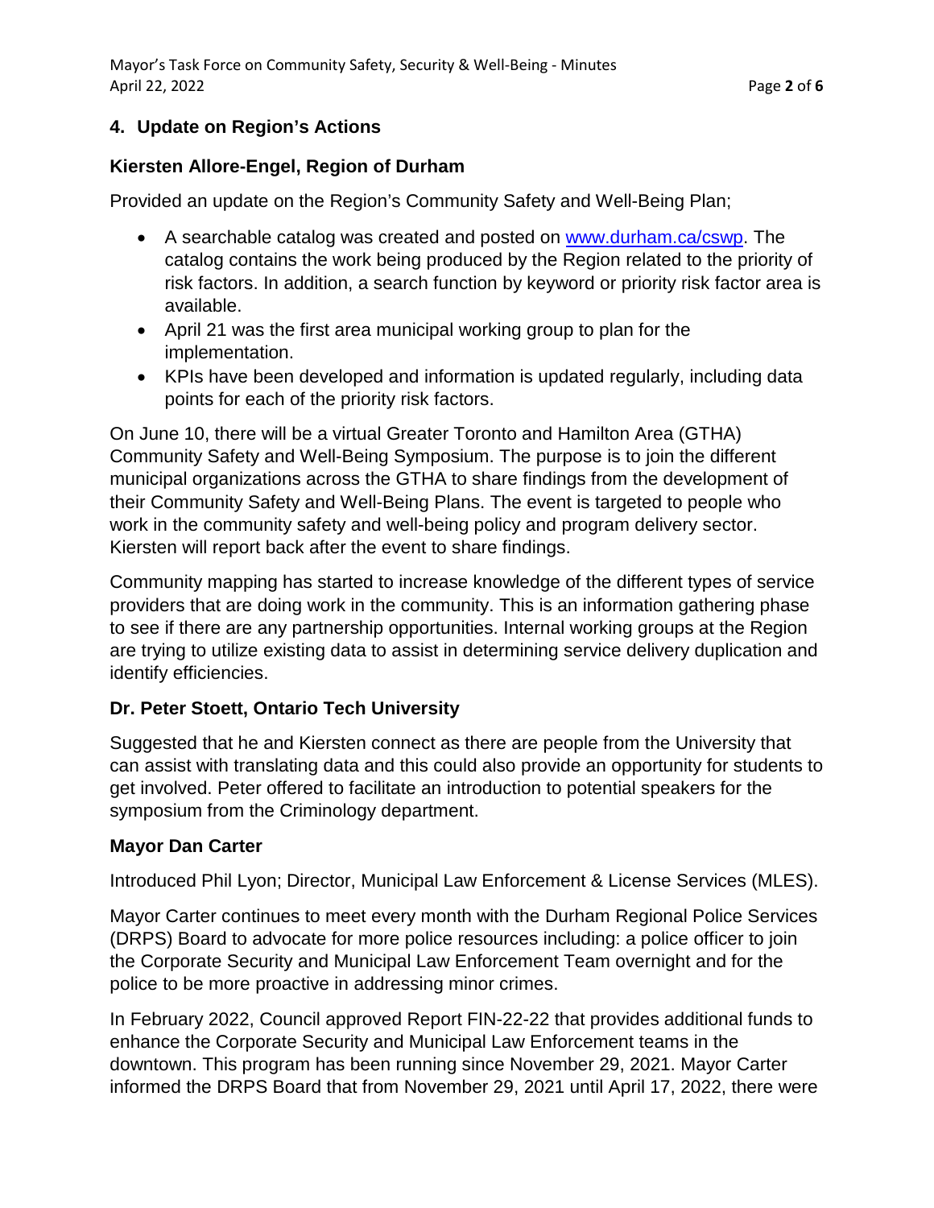## 4. Update on Region's Actions

### Kiersten Allore-Engel, Region of Durham

Provided an update on the Region's Community Safety and Well-Being Plan;

- A searchable catalog was created and posted on www.durham.ca/cswp. The catalog contains the work being produced by the Region related to the priority of risk factors. In addition, a search function by keyword or priority risk factor area is available.
- April 21 was the first area municipal working group to plan for the implementation.
- KPIs have been developed and information is updated regularly, including data points for each of the priority risk factors.

On June 10, there will be a virtual Greater Toronto and Hamilton Area (GTHA) Community Safety and Well-Being Symposium. The purpose is to join the different municipal organizations across the GTHA to share findings from the development of their Community Safety and Well-Being Plans. The event is targeted to people who work in the community safety and well-being policy and program delivery sector. Kiersten will report back after the event to share findings.

Community mapping has started to increase knowledge of the different types of service providers that are doing work in the community. This is an information gathering phase to see if there are any partnership opportunities. Internal working groups at the Region are trying to utilize existing data to assist in determining service delivery duplication and identify efficiencies.

### Dr. Peter Stoett, Ontario Tech University

Suggested that he and Kiersten connect as there are people from the University that can assist with translating data and this could also provide an opportunity for students to get involved. Peter offered to facilitate an introduction to potential speakers for the symposium from the Criminology department.

### Mayor Dan Carter

Introduced Phil Lyon; Director, Municipal Law Enforcement & License Services (MLES).

Mayor Carter continues to meet every month with the Durham Regional Police Services (DRPS) Board to advocate for more police resources including: a police officer to join the Corporate Security and Municipal Law Enforcement Team overnight and for the police to be more proactive in addressing minor crimes.

In February 2022, Council approved Report FIN-22-22 that provides additional funds to enhance the Corporate Security and Municipal Law Enforcement teams in the downtown. This program has been running since November 29, 2021. Mayor Carter informed the DRPS Board that from November 29, 2021 until April 17, 2022, there were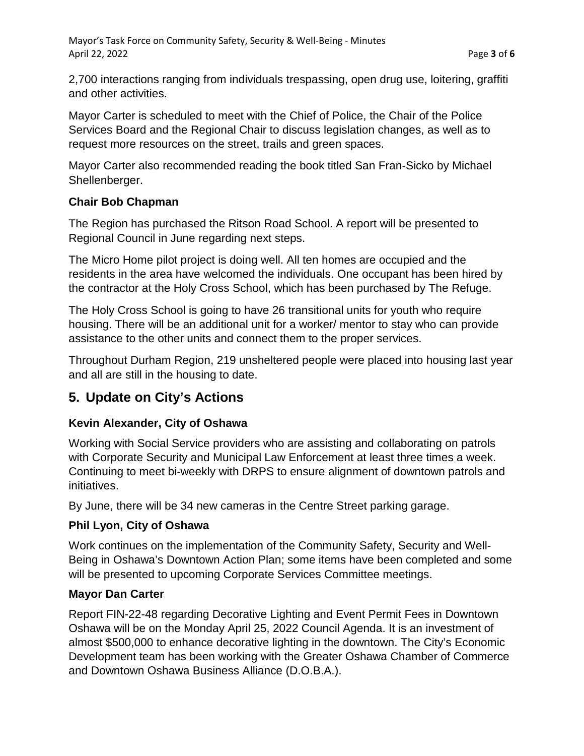2,700 interactions ranging from individuals trespassing, open drug use, loitering, graffiti and other activities.

Mayor Carter is scheduled to meet with the Chief of Police, the Chair of the Police Services Board and the Regional Chair to discuss legislation changes, as well as to request more resources on the street, trails and green spaces.

Mayor Carter also recommended reading the book titled San Fran-Sicko by Michael Shellenberger.

**Chair Bob Chapman**

The Region has purchased the Ritson Road School. A report will be presented to Regional Council in June regarding next steps.

The Micro Home pilot project is doing well. All ten homes are occupied and the residents in the area have welcomed the individuals. One occupant has been hired by the contractor at the Holy Cross School, which has been purchased by The Refuge.

The Holy Cross School is going to have 26 transitional units for youth who require housing. There will be an additional unit for a worker/ mentor to stay who can provide assistance to the other units and connect them to the proper services.

Throughout Durham Region, 219 unsheltered people were placed into housing last year and all are still in the housing to date.

## 5. Update on City's Actions

**Kevin Alexander, City of Oshawa**

Working with Social Service providers who are assisting and collaborating on patrols with Corporate Security and Municipal Law Enforcement at least three times a week. Continuing to meet bi-weekly with DRPS to ensure alignment of downtown patrols and initiatives.

By June, there will be 34 new cameras in the Centre Street parking garage.

**Phil Lyon, City of Oshawa**

Work continues on the implementation of the Community Safety, Security and Well-Being in Oshawa's Downtown Action Plan; some items have been completed and some will be presented to upcoming Corporate Services Committee meetings.

**Mayor Dan Carter**

Report FIN-22-48 regarding Decorative Lighting and Event Permit Fees in Downtown Oshawa will be on the Monday April 25, 2022 Council Agenda. It is an investment of almost $500,000 to enhance decorative lighting in the downtown. The City's Economic Development team has been working with the Greater Oshawa Chamber of Commerce and Downtown Oshawa Business Alliance (D.O.B.A.).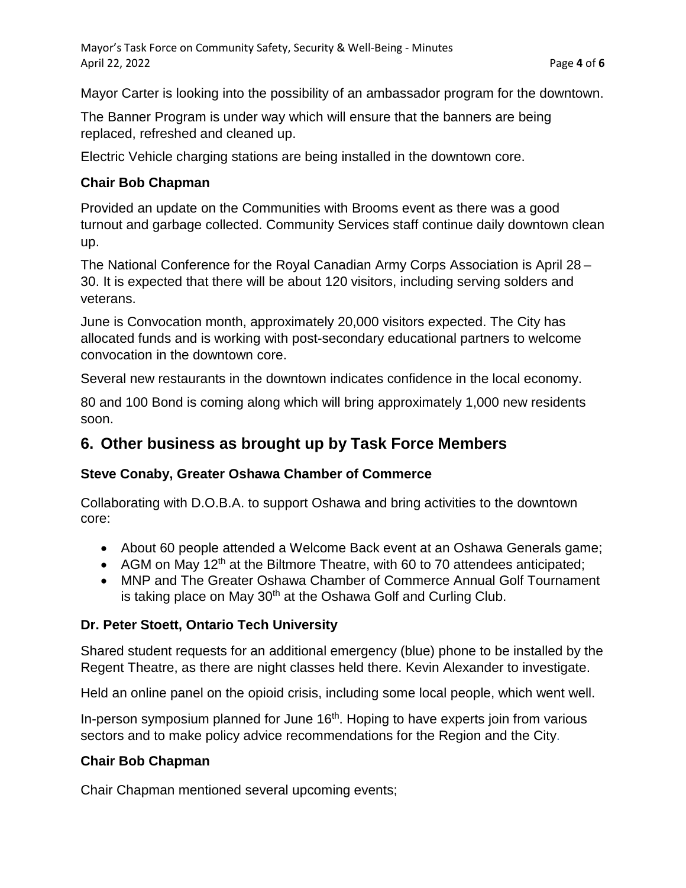Mayor Carter is looking into the possibility of an ambassador program for the downtown.

The Banner Program is under way which will ensure that the banners are being replaced, refreshed and cleaned up.

Electric Vehicle charging stations are being installed in the downtown core.

**Chair Bob Chapman**

Provided an update on the Communities with Brooms event as there was a good turnout and garbage collected. Community Services staff continue daily downtown clean up.

The National Conference for the Royal Canadian Army Corps Association is April 28 – 30. It is expected that there will be about 120 visitors, including serving solders and veterans.

June is Convocation month, approximately 20,000 visitors expected. The City has allocated funds and is working with post-secondary educational partners to welcome convocation in the downtown core.

Several new restaurants in the downtown indicates confidence in the local economy.

80 and 100 Bond is coming along which will bring approximately 1,000 new residents soon.

## 6. Other business as brought up by Task Force Members

**Steve Conaby, Greater Oshawa Chamber of Commerce**

Collaborating with D.O.B.A. to support Oshawa and bring activities to the downtown core:

- About 60 people attended a Welcome Back event at an Oshawa Generals game;
- AGM on May 12th at the Biltmore Theatre, with 60 to 70 attendees anticipated;
- MNP and The Greater Oshawa Chamber of Commerce Annual Golf Tournament is taking place on May 30th at the Oshawa Golf and Curling Club.

**Dr. Peter Stoett, Ontario Tech University**

Shared student requests for an additional emergency (blue) phone to be installed by the Regent Theatre, as there are night classes held there. Kevin Alexander to investigate.

Held an online panel on the opioid crisis, including some local people, which went well.

In-person symposium planned for June 16th. Hoping to have experts join from various sectors and to make policy advice recommendations for the Region and the City.

**Chair Bob Chapman**

Chair Chapman mentioned several upcoming events;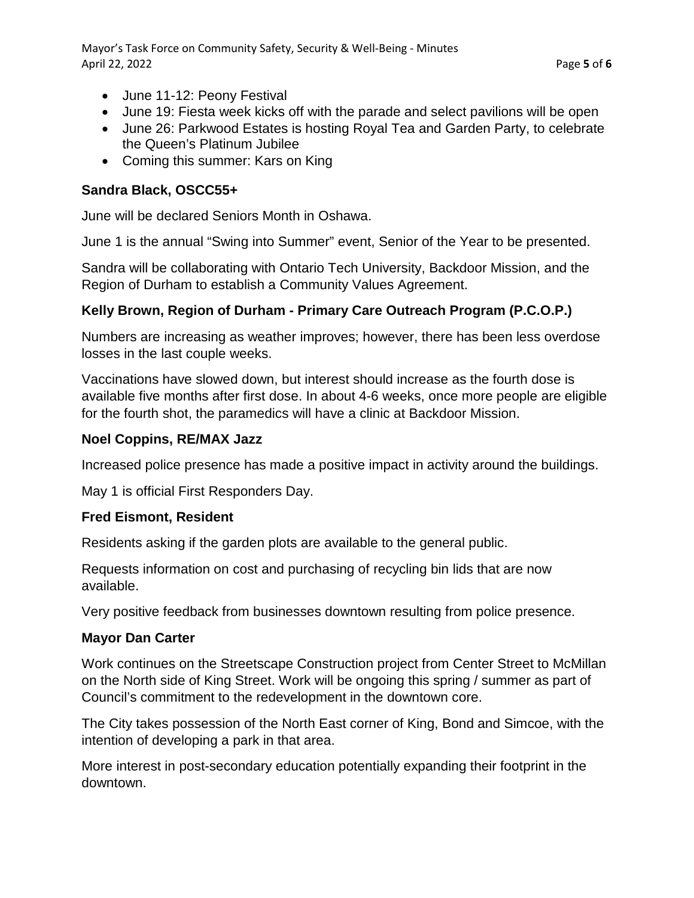- June 11-12: Peony Festival
- June 19: Fiesta week kicks off with the parade and select pavilions will be open
- June 26: Parkwood Estates is hosting Royal Tea and Garden Party, to celebrate the Queen's Platinum Jubilee
- Coming this summer: Kars on King

**Sandra Black, OSCC55+**

June will be declared Seniors Month in Oshawa.

June 1 is the annual "Swing into Summer" event, Senior of the Year to be presented.

Sandra will be collaborating with Ontario Tech University, Backdoor Mission, and the Region of Durham to establish a Community Values Agreement.

**Kelly Brown, Region of Durham - Primary Care Outreach Program (P.C.O.P.)**

Numbers are increasing as weather improves; however, there has been less overdose losses in the last couple weeks.

Vaccinations have slowed down, but interest should increase as the fourth dose is available five months after first dose. In about 4-6 weeks, once more people are eligible for the fourth shot, the paramedics will have a clinic at Backdoor Mission.

**Noel Coppins, RE/MAX Jazz**

Increased police presence has made a positive impact in activity around the buildings.

May 1 is official First Responders Day.

**Fred Eismont, Resident**

Residents asking if the garden plots are available to the general public.

Requests information on cost and purchasing of recycling bin lids that are now available.

Very positive feedback from businesses downtown resulting from police presence.

**Mayor Dan Carter**

Work continues on the Streetscape Construction project from Center Street to McMillan on the North side of King Street. Work will be ongoing this spring / summer as part of Council's commitment to the redevelopment in the downtown core.

The City takes possession of the North East corner of King, Bond and Simcoe, with the intention of developing a park in that area.

More interest in post-secondary education potentially expanding their footprint in the downtown.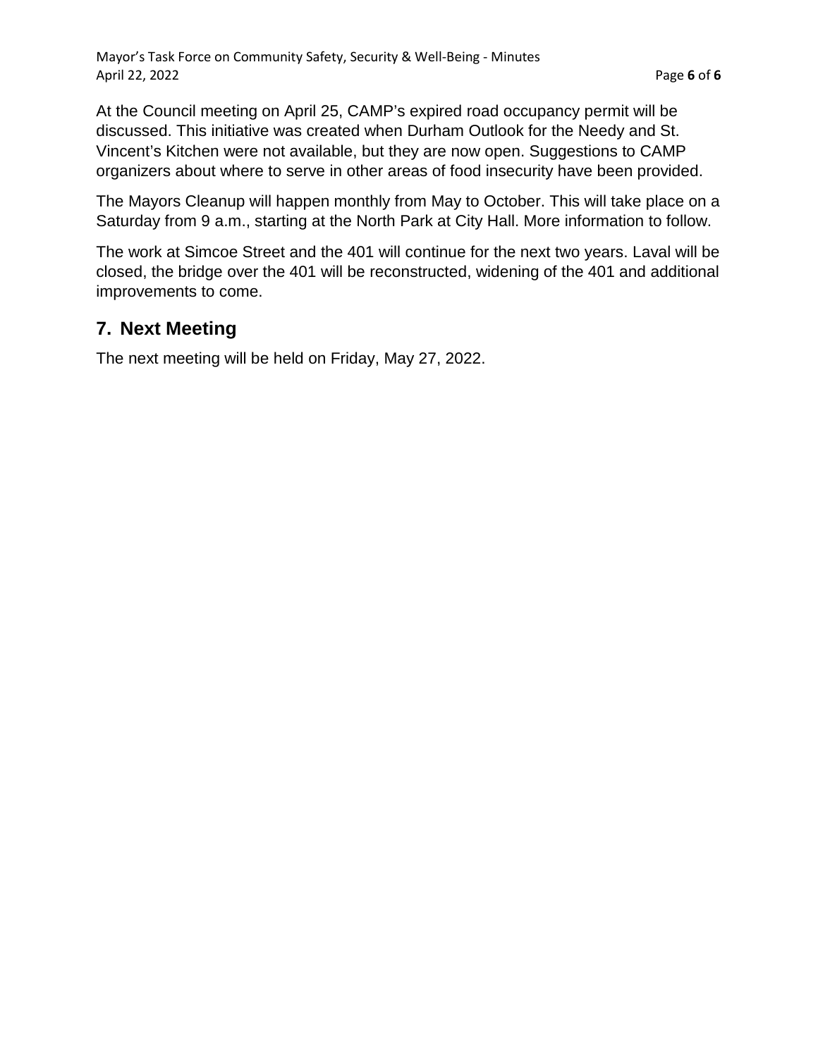At the Council meeting on April 25, CAMP's expired road occupancy permit will be discussed. This initiative was created when Durham Outlook for the Needy and St. Vincent's Kitchen were not available, but they are now open. Suggestions to CAMP organizers about where to serve in other areas of food insecurity have been provided.

The Mayors Cleanup will happen monthly from May to October. This will take place on a Saturday from 9 a.m., starting at the North Park at City Hall. More information to follow.

The work at Simcoe Street and the 401 will continue for the next two years. Laval will be closed, the bridge over the 401 will be reconstructed, widening of the 401 and additional improvements to come.

## 7. Next Meeting

The next meeting will be held on Friday, May 27, 2022.